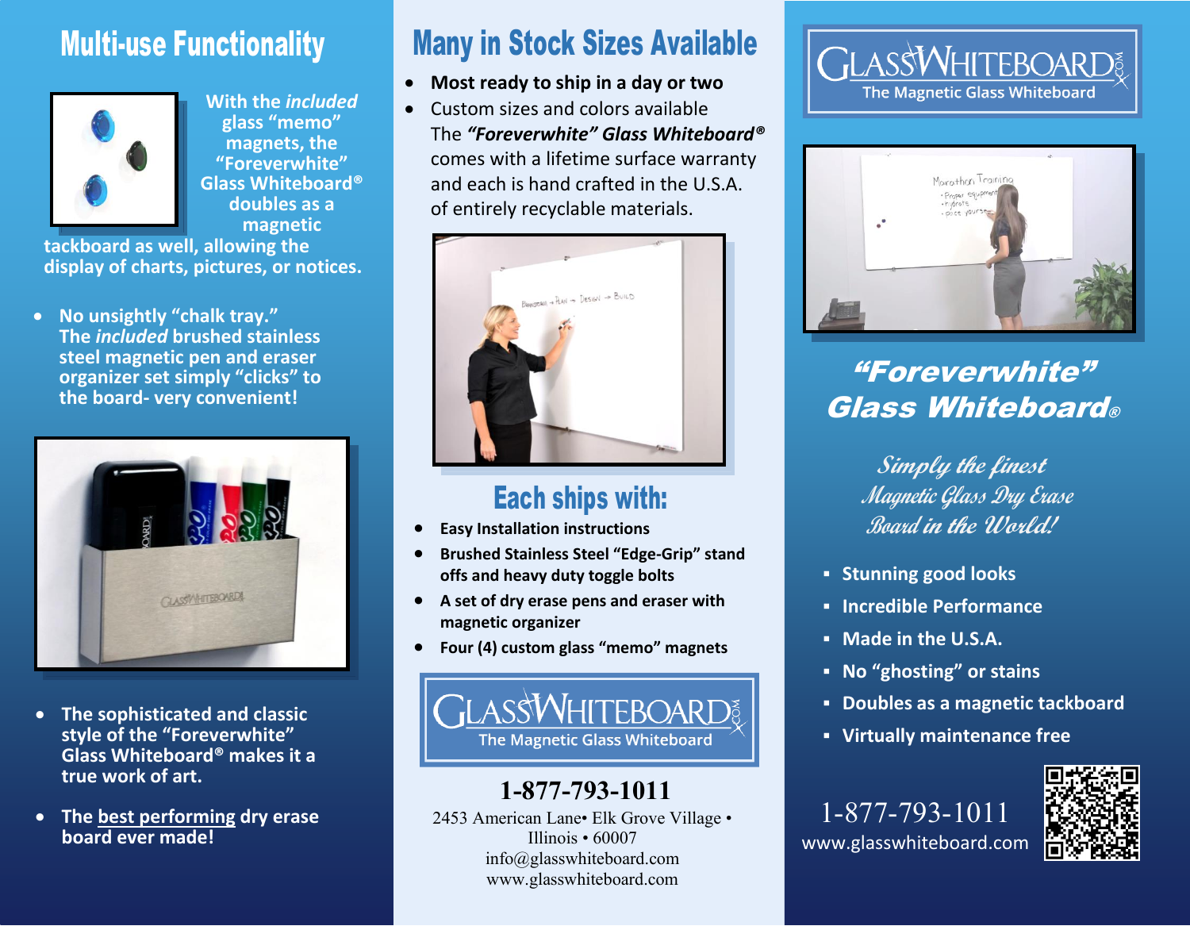## Multi-use Functionality

With the *included* glass "memo" magnets, the "Foreverwhite" Glass Whiteboard® doubles as a magnetic tackboard as well, allowing the display of charts, pictures, or notices.

- No unsightly "chalk tray." The *included* brushed stainless steel magnetic pen and eraser organizer set simply "clicks" to the board- very convenient!

- The sophisticated and classic style of the "Foreverwhite" Glass Whiteboard® makes it a true work of art.

- The best performing dry erase board ever made!

## Many in Stock Sizes Available

- **Most ready to ship in a day or two**
- Custom sizes and colors available

The ***"Foreverwhite" Glass Whiteboard®*** comes with a lifetime surface warranty and each is hand crafted in the U.S.A. of entirely recyclable materials.

## Each ships with:

- **Easy Installation instructions**
- **Brushed Stainless Steel "Edge-Grip" stand offs and heavy duty toggle bolts**
- **A set of dry erase pens and eraser with magnetic organizer**
- **Four (4) custom glass "memo" magnets**

GLASSWHITEBOARD.COM
The Magnetic Glass Whiteboard

**1-877-793-1011**

2453 American Lane• Elk Grove Village • Illinois • 60007
info@glasswhiteboard.com
www.glasswhiteboard.com

GLASSWHITEBOARD.COM
The Magnetic Glass Whiteboard

## "Foreverwhite" Glass Whiteboard®

*Simply the finest Magnetic Glass Dry Erase Board in the World!*

- **Stunning good looks**
- **Incredible Performance**
- **Made in the U.S.A.**
- **No "ghosting" or stains**
- **Doubles as a magnetic tackboard**
- **Virtually maintenance free**

1-877-793-1011
www.glasswhiteboard.com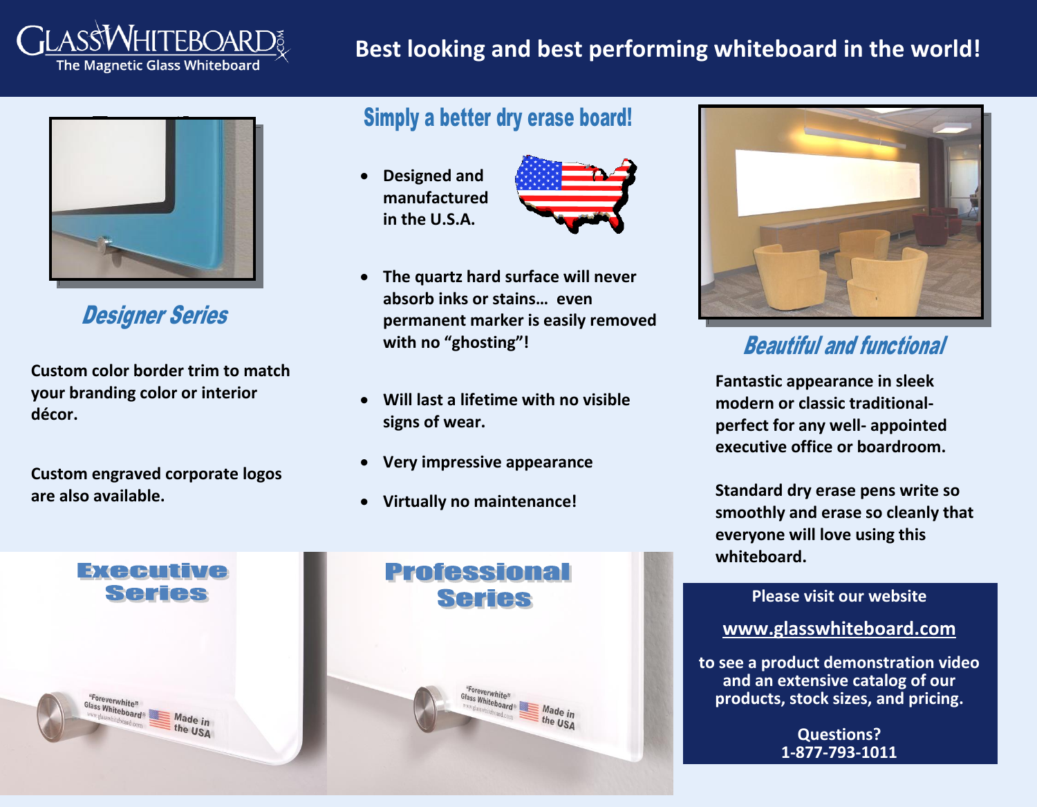# GlassWhiteboard.com
The Magnetic Glass Whiteboard

## Best looking and best performing whiteboard in the world!

## Simply a better dry erase board!

- Designed and manufactured in the U.S.A.
- The quartz hard surface will never absorb inks or stains… even permanent marker is easily removed with no "ghosting"!
- Will last a lifetime with no visible signs of wear.
- Very impressive appearance
- Virtually no maintenance!

## *Designer Series*

**Custom color border trim to match your branding color or interior décor.**

**Custom engraved corporate logos are also available.**

## *Beautiful and functional*

**Fantastic appearance in sleek modern or classic traditional- perfect for any well- appointed executive office or boardroom.**

**Standard dry erase pens write so smoothly and erase so cleanly that everyone will love using this whiteboard.**

## Executive Series

"Foreverwhite" Glass Whiteboard® www.glasswhiteboard.com Made in the USA

## Professional Series

"Foreverwhite" Glass Whiteboard® www.glasswhiteboard.com Made in the USA

**Please visit our website**

**www.glasswhiteboard.com**

**to see a product demonstration video and an extensive catalog of our products, stock sizes, and pricing.**

**Questions?**
**1-877-793-1011**